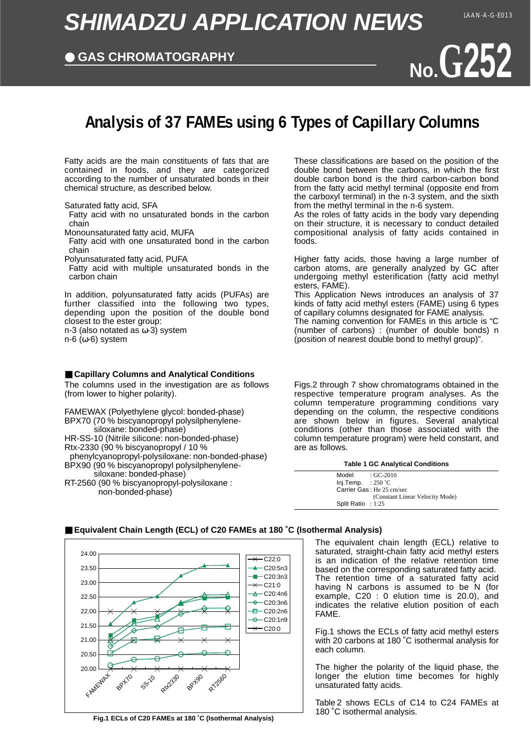# SHIMADZU APPLICATION NEWS

● GAS CHROMATOGRAPHY

LAAN-A-G-E013

No.G252

## Analysis of 37 FAMEs using 6 Types of Capillary Columns

Fatty acids are the main constituents of fats that are contained in foods, and they are categorized according to the number of unsaturated bonds in their chemical structure, as described below.

Saturated fatty acid, SFA
 Fatty acid with no unsaturated bonds in the carbon chain
Monounsaturated fatty acid, MUFA
 Fatty acid with one unsaturated bond in the carbon chain
Polyunsaturated fatty acid, PUFA
 Fatty acid with multiple unsaturated bonds in the carbon chain

In addition, polyunsaturated fatty acids (PUFAs) are further classified into the following two types, depending upon the position of the double bond closest to the ester group:
n-3 (also notated as ω-3) system
n-6 (ω-6) system

These classifications are based on the position of the double bond between the carbons, in which the first double carbon bond is the third carbon-carbon bond from the fatty acid methyl terminal (opposite end from the carboxyl terminal) in the n-3 system, and the sixth from the methyl terminal in the n-6 system.
As the roles of fatty acids in the body vary depending on their structure, it is necessary to conduct detailed compositional analysis of fatty acids contained in foods.

Higher fatty acids, those having a large number of carbon atoms, are generally analyzed by GC after undergoing methyl esterification (fatty acid methyl esters, FAME).
This Application News introduces an analysis of 37 kinds of fatty acid methyl esters (FAME) using 6 types of capillary columns designated for FAME analysis.
The naming convention for FAMEs in this article is "C (number of carbons) : (number of double bonds) n (position of nearest double bond to methyl group)".

### ■ Capillary Columns and Analytical Conditions

The columns used in the investigation are as follows (from lower to higher polarity).

FAMEWAX (Polyethylene glycol: bonded-phase)
BPX70 (70 % biscyanopropyl polysilphenylene-siloxane: bonded-phase)
HR-SS-10 (Nitrile silicone: non-bonded-phase)
Rtx-2330 (90 % biscyanopropyl / 10 % phenylcyanopropyl-polysiloxane: non-bonded-phase)
BPX90 (90 % biscyanopropyl polysilphenylene-siloxane: bonded-phase)
RT-2560 (90 % biscyanopropyl-polysiloxane : non-bonded-phase)

Figs.2 through 7 show chromatograms obtained in the respective temperature program analyses. As the column temperature programming conditions vary depending on the column, the respective conditions are shown below in figures. Several analytical conditions (other than those associated with the column temperature program) were held constant, and are as follows.

**Table 1 GC Analytical Conditions**

| | |
|---|---|
| Model | : GC-2010 |
| Inj.Temp. | : 250 ˚C |
| Carrier Gas | : He 25 cm/sec (Constant Linear Velocity Mode) |
| Split Ratio | : 1:25 |

### ■ Equivalent Chain Length (ECL) of C20 FAMEs at 180 ˚C (Isothermal Analysis)

**Fig.1 ECLs of C20 FAMEs at 180 ˚C (Isothermal Analysis)**

The equivalent chain length (ECL) relative to saturated, straight-chain fatty acid methyl esters is an indication of the relative retention time based on the corresponding saturated fatty acid. The retention time of a saturated fatty acid having N carbons is assumed to be N (for example, C20 : 0 elution time is 20.0), and indicates the relative elution position of each FAME.

Fig.1 shows the ECLs of fatty acid methyl esters with 20 carbons at 180 ˚C isothermal analysis for each column.

The higher the polarity of the liquid phase, the longer the elution time becomes for highly unsaturated fatty acids.

Table 2 shows ECLs of C14 to C24 FAMEs at 180 ˚C isothermal analysis.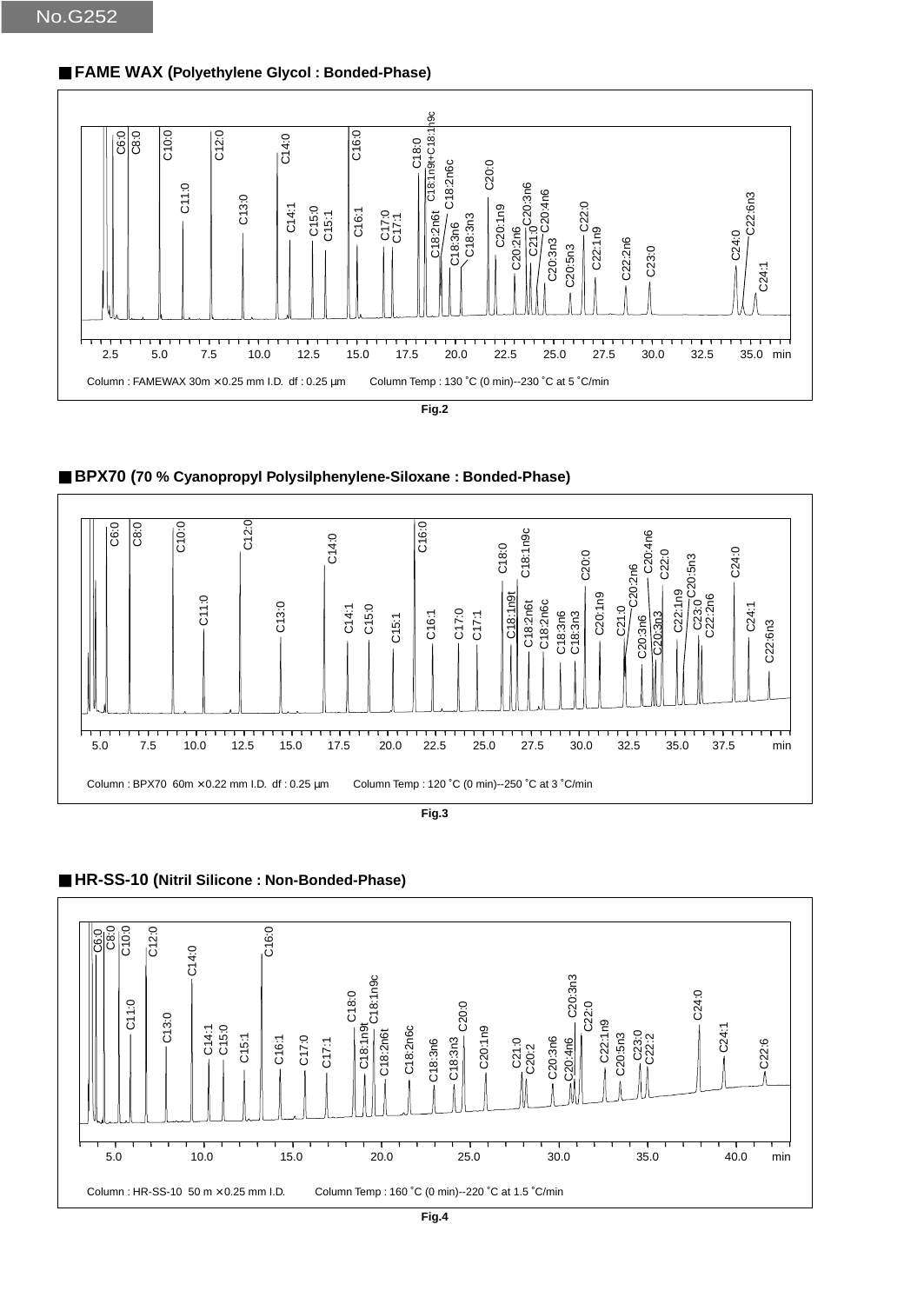No.G252

■ **FAME WAX (Polyethylene Glycol : Bonded-Phase)**

C6:0 C8:0 C10:0 C11:0 C12:0 C13:0 C14:0 C14:1 C15:0 C15:1 C16:0 C16:1 C17:0 C17:1 C18:0 C18:1n9t+C18:1n9c C18:2n6t C18:2n6c C18:3n6 C18:3n3 C20:0 C20:1n9 C20:2n6 C20:3n6 C21:0 C20:4n6 C20:3n3 C20:5n3 C22:0 C22:1n9 C22:2n6 C23:0 C24:0 C22:6n3 C24:1

2.5 5.0 7.5 10.0 12.5 15.0 17.5 20.0 22.5 25.0 27.5 30.0 32.5 35.0 min

Column : FAMEWAX 30m ×0.25 mm I.D. df : 0.25 μm Column Temp : 130 ˚C (0 min)--230 ˚C at 5 ˚C/min

**Fig.2**

■ **BPX70 (70 % Cyanopropyl Polysilphenylene-Siloxane : Bonded-Phase)**

C6:0 C8:0 C10:0 C11:0 C12:0 C13:0 C14:0 C14:1 C15:0 C15:1 C16:0 C16:1 C17:0 C17:1 C18:0 C18:1n9t C18:1n9c C18:2n6t C18:2n6c C18:3n6 C18:3n3 C20:0 C20:1n9 C21:0 C20:2n6 C20:3n6 C20:4n6 C20:3n3 C22:0 C22:1n9 C20:5n3 C23:0 C22:2n6 C24:0 C24:1 C22:6n3

5.0 7.5 10.0 12.5 15.0 17.5 20.0 22.5 25.0 27.5 30.0 32.5 35.0 37.5 min

Column : BPX70 60m ×0.22 mm I.D. df : 0.25 μm Column Temp : 120 ˚C (0 min)--250 ˚C at 3 ˚C/min

**Fig.3**

■ **HR-SS-10 (Nitril Silicone : Non-Bonded-Phase)**

C6:0 C8:0 C10:0 C11:0 C12:0 C13:0 C14:0 C14:1 C15:0 C15:1 C16:0 C16:1 C17:0 C17:1 C18:0 C18:1n9t C18:1n9c C18:2n6t C18:2n6c C18:3n6 C18:3n3 C20:0 C20:1n9 C21:0 C20:2 C20:3n6 C20:4n6 C20:3n3 C22:0 C22:1n9 C20:5n3 C23:0 C22:2 C24:0 C24:1 C22:6

5.0 10.0 15.0 20.0 25.0 30.0 35.0 40.0 min

Column : HR-SS-10 50 m ×0.25 mm I.D. Column Temp : 160 ˚C (0 min)--220 ˚C at 1.5 ˚C/min

**Fig.4**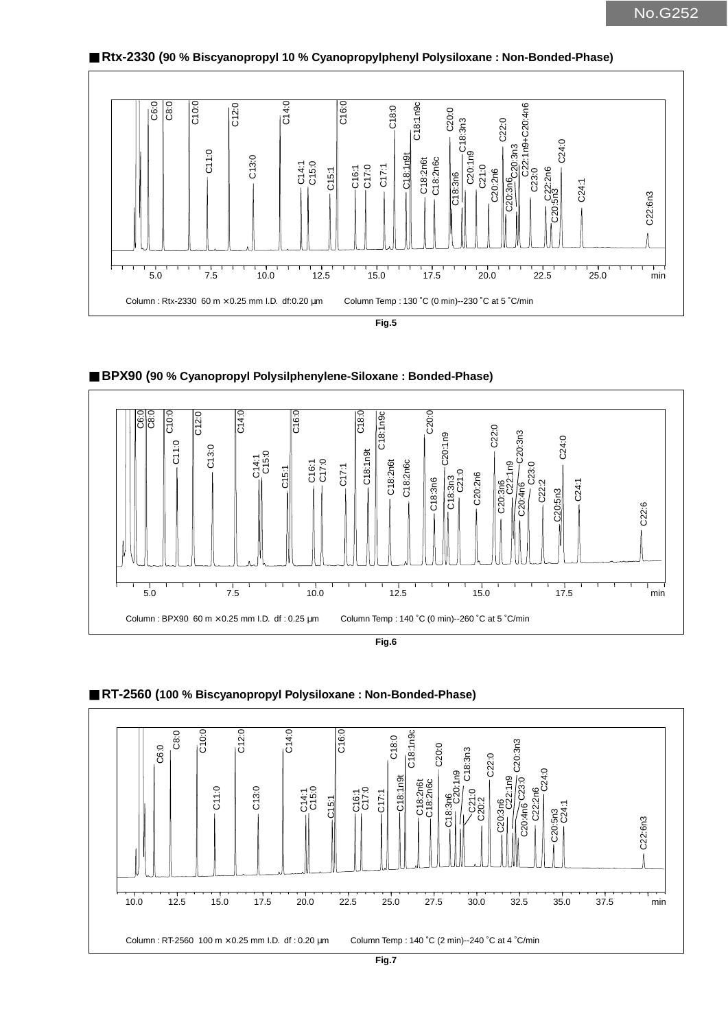## ■ Rtx-2330 (90 % Biscyanopropyl 10 % Cyanopropylphenyl Polysiloxane : Non-Bonded-Phase)

Column : Rtx-2330 60 m × 0.25 mm I.D. df:0.20 μm     Column Temp : 130 ˚C (0 min)--230 ˚C at 5 ˚C/min

Fig.5

## ■ BPX90 (90 % Cyanopropyl Polysilphenylene-Siloxane : Bonded-Phase)

Column : BPX90 60 m × 0.25 mm I.D. df : 0.25 μm     Column Temp : 140 ˚C (0 min)--260 ˚C at 5 ˚C/min

Fig.6

## ■ RT-2560 (100 % Biscyanopropyl Polysiloxane : Non-Bonded-Phase)

Column : RT-2560 100 m × 0.25 mm I.D. df : 0.20 μm     Column Temp : 140 ˚C (2 min)--240 ˚C at 4 ˚C/min

Fig.7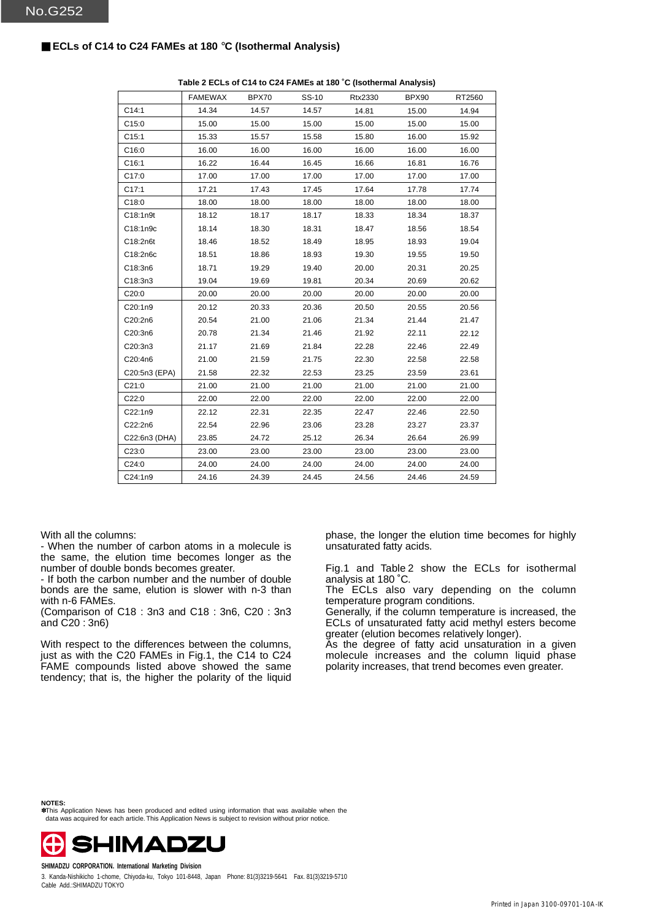No.G252

## ■ ECLs of C14 to C24 FAMEs at 180 °C (Isothermal Analysis)

**Table 2 ECLs of C14 to C24 FAMEs at 180 °C (Isothermal Analysis)**

| | FAMEWAX | BPX70 | SS-10 | Rtx2330 | BPX90 | RT2560 |
|---|---|---|---|---|---|---|
| C14:1 | 14.34 | 14.57 | 14.57 | 14.81 | 15.00 | 14.94 |
| C15:0 | 15.00 | 15.00 | 15.00 | 15.00 | 15.00 | 15.00 |
| C15:1 | 15.33 | 15.57 | 15.58 | 15.80 | 16.00 | 15.92 |
| C16:0 | 16.00 | 16.00 | 16.00 | 16.00 | 16.00 | 16.00 |
| C16:1 | 16.22 | 16.44 | 16.45 | 16.66 | 16.81 | 16.76 |
| C17:0 | 17.00 | 17.00 | 17.00 | 17.00 | 17.00 | 17.00 |
| C17:1 | 17.21 | 17.43 | 17.45 | 17.64 | 17.78 | 17.74 |
| C18:0 | 18.00 | 18.00 | 18.00 | 18.00 | 18.00 | 18.00 |
| C18:1n9t | 18.12 | 18.17 | 18.17 | 18.33 | 18.34 | 18.37 |
| C18:1n9c | 18.14 | 18.30 | 18.31 | 18.47 | 18.56 | 18.54 |
| C18:2n6t | 18.46 | 18.52 | 18.49 | 18.95 | 18.93 | 19.04 |
| C18:2n6c | 18.51 | 18.86 | 18.93 | 19.30 | 19.55 | 19.50 |
| C18:3n6 | 18.71 | 19.29 | 19.40 | 20.00 | 20.31 | 20.25 |
| C18:3n3 | 19.04 | 19.69 | 19.81 | 20.34 | 20.69 | 20.62 |
| C20:0 | 20.00 | 20.00 | 20.00 | 20.00 | 20.00 | 20.00 |
| C20:1n9 | 20.12 | 20.33 | 20.36 | 20.50 | 20.55 | 20.56 |
| C20:2n6 | 20.54 | 21.00 | 21.06 | 21.34 | 21.44 | 21.47 |
| C20:3n6 | 20.78 | 21.34 | 21.46 | 21.92 | 22.11 | 22.12 |
| C20:3n3 | 21.17 | 21.69 | 21.84 | 22.28 | 22.46 | 22.49 |
| C20:4n6 | 21.00 | 21.59 | 21.75 | 22.30 | 22.58 | 22.58 |
| C20:5n3 (EPA) | 21.58 | 22.32 | 22.53 | 23.25 | 23.59 | 23.61 |
| C21:0 | 21.00 | 21.00 | 21.00 | 21.00 | 21.00 | 21.00 |
| C22:0 | 22.00 | 22.00 | 22.00 | 22.00 | 22.00 | 22.00 |
| C22:1n9 | 22.12 | 22.31 | 22.35 | 22.47 | 22.46 | 22.50 |
| C22:2n6 | 22.54 | 22.96 | 23.06 | 23.28 | 23.27 | 23.37 |
| C22:6n3 (DHA) | 23.85 | 24.72 | 25.12 | 26.34 | 26.64 | 26.99 |
| C23:0 | 23.00 | 23.00 | 23.00 | 23.00 | 23.00 | 23.00 |
| C24:0 | 24.00 | 24.00 | 24.00 | 24.00 | 24.00 | 24.00 |
| C24:1n9 | 24.16 | 24.39 | 24.45 | 24.56 | 24.46 | 24.59 |

With all the columns:
- When the number of carbon atoms in a molecule is the same, the elution time becomes longer as the number of double bonds becomes greater.
- If both the carbon number and the number of double bonds are the same, elution is slower with n-3 than with n-6 FAMEs.
(Comparison of C18 : 3n3 and C18 : 3n6, C20 : 3n3 and C20 : 3n6)

With respect to the differences between the columns, just as with the C20 FAMEs in Fig.1, the C14 to C24 FAME compounds listed above showed the same tendency; that is, the higher the polarity of the liquid phase, the longer the elution time becomes for highly unsaturated fatty acids.

Fig.1 and Table 2 show the ECLs for isothermal analysis at 180 °C.
The ECLs also vary depending on the column temperature program conditions.
Generally, if the column temperature is increased, the ECLs of unsaturated fatty acid methyl esters become greater (elution becomes relatively longer).
As the degree of fatty acid unsaturation in a given molecule increases and the column liquid phase polarity increases, that trend becomes even greater.

**NOTES:**
✽This Application News has been produced and edited using information that was available when the data was acquired for each article. This Application News is subject to revision without prior notice.

SHIMADZU

**SHIMADZU CORPORATION. International Marketing Division**
3. Kanda-Nishikicho 1-chome, Chiyoda-ku, Tokyo 101-8448, Japan Phone: 81(3)3219-5641 Fax. 81(3)3219-5710
Cable Add.:SHIMADZU TOKYO

Printed in Japan 3100-09701-10A-IK